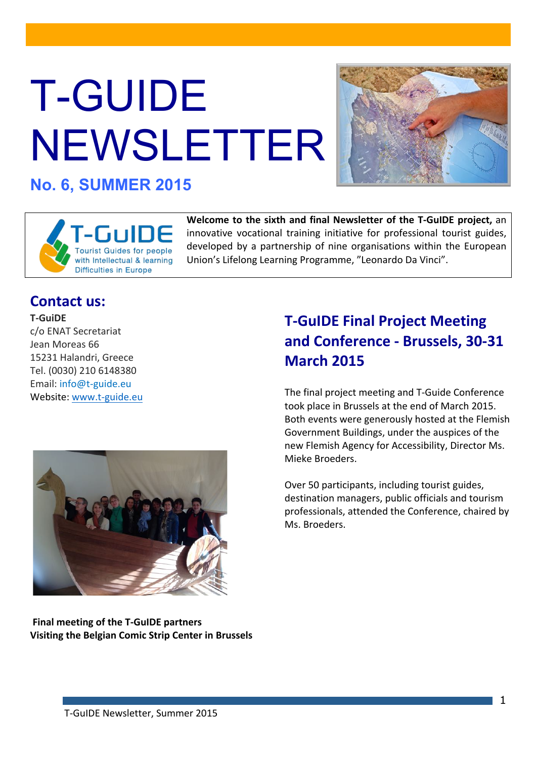# T-GUIDE NEWSLETTER

## No. 6, SUMMER 2015

**Welcome to the sixth and final Newsletter of the T-GuIDE project,** an innovative vocational training initiative for professional tourist guides, developed by a partnership of nine organisations within the European Union's Lifelong Learning Programme, "Leonardo Da Vinci".

## Contact us:

**T-GuiDE**
c/o ENAT Secretariat
Jean Moreas 66
15231 Halandri, Greece
Tel. (0030) 210 6148380
Email: info@t-guide.eu
Website: www.t-guide.eu

**Final meeting of the T-GuIDE partners**
**Visiting the Belgian Comic Strip Center in Brussels**

## T-GuIDE Final Project Meeting and Conference - Brussels, 30-31 March 2015

The final project meeting and T-Guide Conference took place in Brussels at the end of March 2015. Both events were generously hosted at the Flemish Government Buildings, under the auspices of the new Flemish Agency for Accessibility, Director Ms. Mieke Broeders.

Over 50 participants, including tourist guides, destination managers, public officials and tourism professionals, attended the Conference, chaired by Ms. Broeders.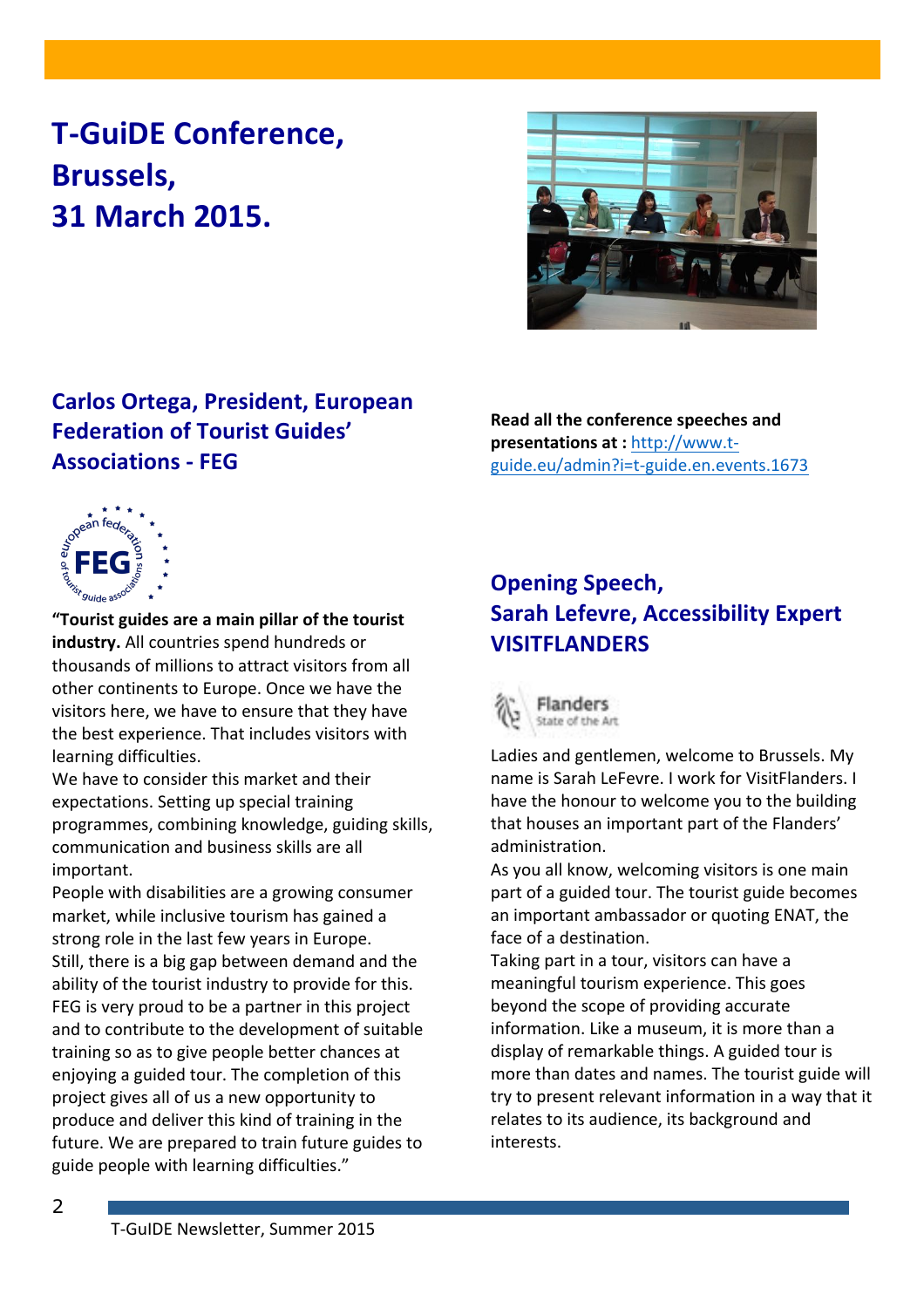# T-GuiDE Conference, Brussels, 31 March 2015.

## Carlos Ortega, President, European Federation of Tourist Guides' Associations - FEG

**"Tourist guides are a main pillar of the tourist industry.** All countries spend hundreds or thousands of millions to attract visitors from all other continents to Europe. Once we have the visitors here, we have to ensure that they have the best experience. That includes visitors with learning difficulties.

We have to consider this market and their expectations. Setting up special training programmes, combining knowledge, guiding skills, communication and business skills are all important.

People with disabilities are a growing consumer market, while inclusive tourism has gained a strong role in the last few years in Europe.

Still, there is a big gap between demand and the ability of the tourist industry to provide for this. FEG is very proud to be a partner in this project and to contribute to the development of suitable training so as to give people better chances at enjoying a guided tour. The completion of this project gives all of us a new opportunity to produce and deliver this kind of training in the future. We are prepared to train future guides to guide people with learning difficulties."

**Read all the conference speeches and presentations at :** [http://www.t-guide.eu/admin?i=t-guide.en.events.1673](http://www.t-guide.eu/admin?i=t-guide.en.events.1673)

## Opening Speech, Sarah Lefevre, Accessibility Expert VISITFLANDERS

Ladies and gentlemen, welcome to Brussels. My name is Sarah LeFevre. I work for VisitFlanders. I have the honour to welcome you to the building that houses an important part of the Flanders' administration.

As you all know, welcoming visitors is one main part of a guided tour. The tourist guide becomes an important ambassador or quoting ENAT, the face of a destination.

Taking part in a tour, visitors can have a meaningful tourism experience. This goes beyond the scope of providing accurate information. Like a museum, it is more than a display of remarkable things. A guided tour is more than dates and names. The tourist guide will try to present relevant information in a way that it relates to its audience, its background and interests.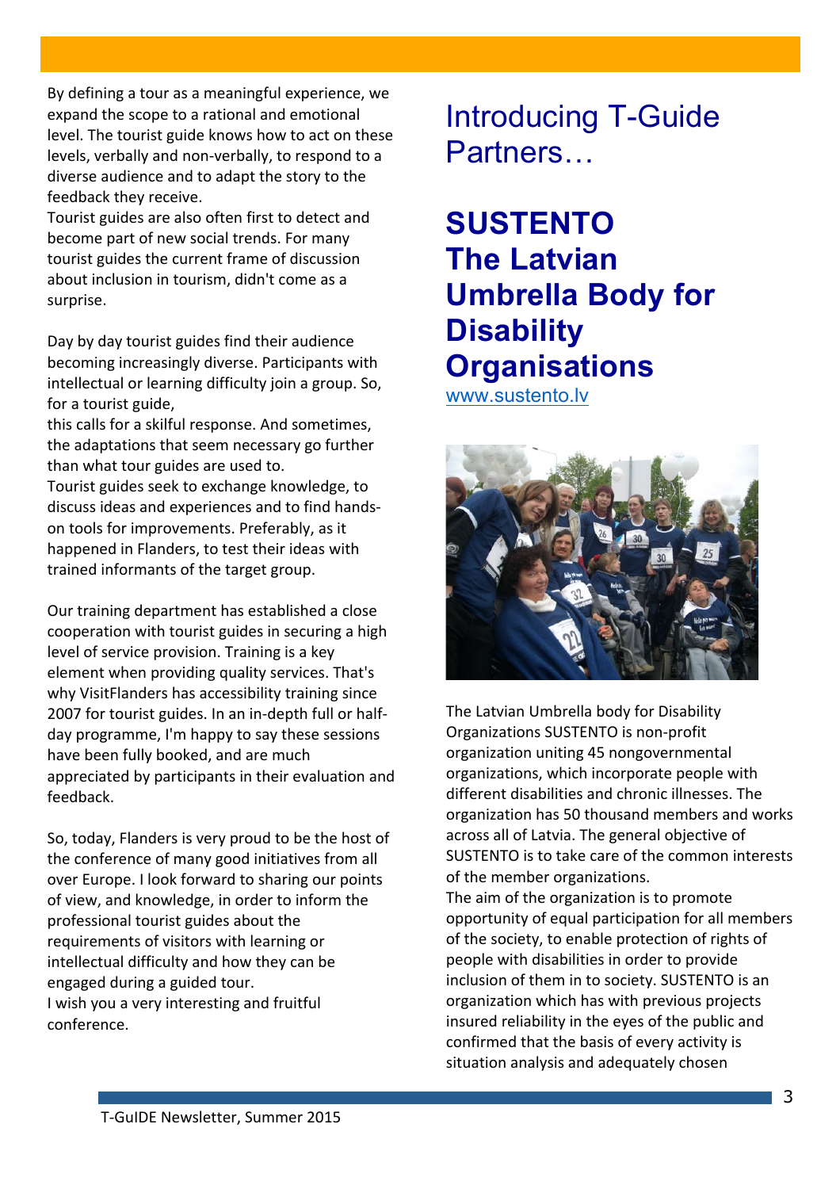By defining a tour as a meaningful experience, we expand the scope to a rational and emotional level. The tourist guide knows how to act on these levels, verbally and non-verbally, to respond to a diverse audience and to adapt the story to the feedback they receive.
Tourist guides are also often first to detect and become part of new social trends. For many tourist guides the current frame of discussion about inclusion in tourism, didn't come as a surprise.

Day by day tourist guides find their audience becoming increasingly diverse. Participants with intellectual or learning difficulty join a group. So, for a tourist guide,
this calls for a skilful response. And sometimes, the adaptations that seem necessary go further than what tour guides are used to.
Tourist guides seek to exchange knowledge, to discuss ideas and experiences and to find hands-on tools for improvements. Preferably, as it happened in Flanders, to test their ideas with trained informants of the target group.

Our training department has established a close cooperation with tourist guides in securing a high level of service provision. Training is a key element when providing quality services. That's why VisitFlanders has accessibility training since 2007 for tourist guides. In an in-depth full or half-day programme, I'm happy to say these sessions have been fully booked, and are much appreciated by participants in their evaluation and feedback.

So, today, Flanders is very proud to be the host of the conference of many good initiatives from all over Europe. I look forward to sharing our points of view, and knowledge, in order to inform the professional tourist guides about the requirements of visitors with learning or intellectual difficulty and how they can be engaged during a guided tour.
I wish you a very interesting and fruitful conference.

# Introducing T-Guide Partners…

## SUSTENTO The Latvian Umbrella Body for Disability Organisations

www.sustento.lv

The Latvian Umbrella body for Disability Organizations SUSTENTO is non-profit organization uniting 45 nongovernmental organizations, which incorporate people with different disabilities and chronic illnesses. The organization has 50 thousand members and works across all of Latvia. The general objective of SUSTENTO is to take care of the common interests of the member organizations.
The aim of the organization is to promote opportunity of equal participation for all members of the society, to enable protection of rights of people with disabilities in order to provide inclusion of them in to society. SUSTENTO is an organization which has with previous projects insured reliability in the eyes of the public and confirmed that the basis of every activity is situation analysis and adequately chosen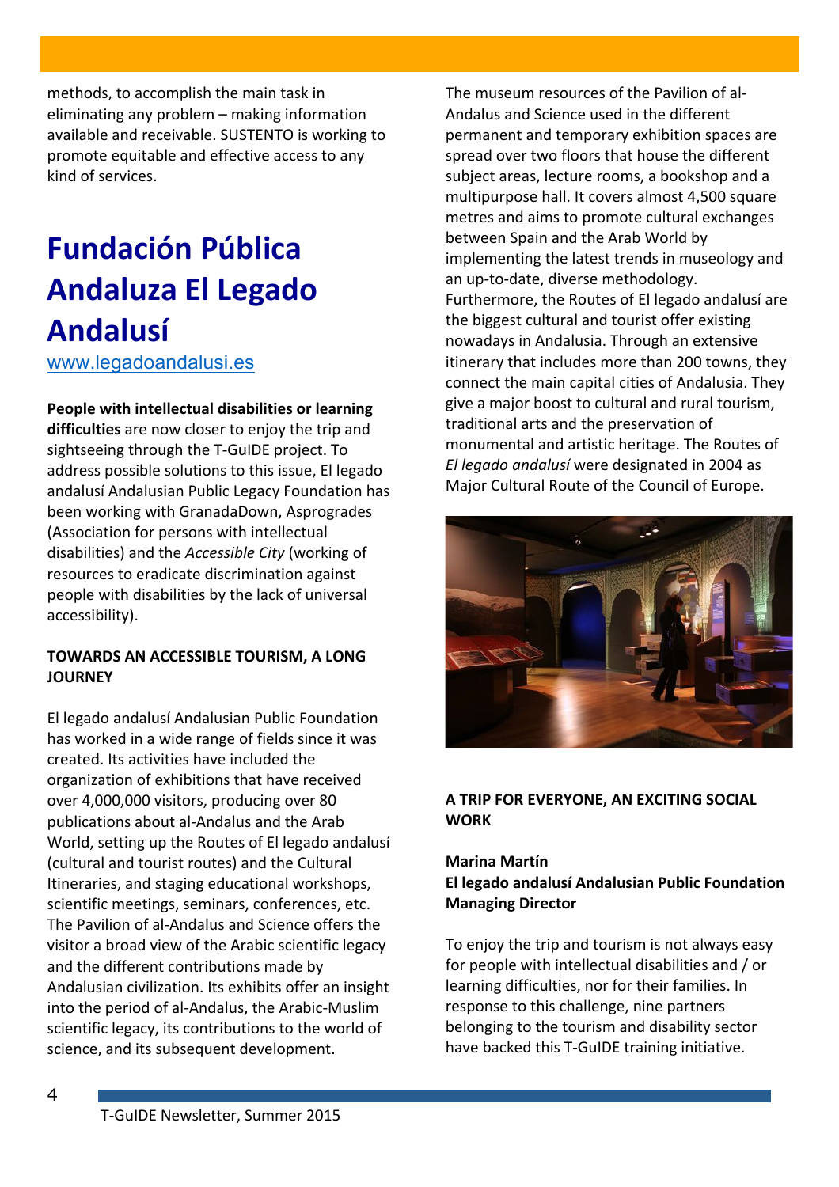methods, to accomplish the main task in eliminating any problem – making information available and receivable. SUSTENTO is working to promote equitable and effective access to any kind of services.

# Fundación Pública Andaluza El Legado Andalusí

www.legadoandalusi.es

**People with intellectual disabilities or learning difficulties** are now closer to enjoy the trip and sightseeing through the T-GuIDE project. To address possible solutions to this issue, El legado andalusí Andalusian Public Legacy Foundation has been working with GranadaDown, Asprogrades (Association for persons with intellectual disabilities) and the *Accessible City* (working of resources to eradicate discrimination against people with disabilities by the lack of universal accessibility).

**TOWARDS AN ACCESSIBLE TOURISM, A LONG JOURNEY**

El legado andalusí Andalusian Public Foundation has worked in a wide range of fields since it was created. Its activities have included the organization of exhibitions that have received over 4,000,000 visitors, producing over 80 publications about al-Andalus and the Arab World, setting up the Routes of El legado andalusí (cultural and tourist routes) and the Cultural Itineraries, and staging educational workshops, scientific meetings, seminars, conferences, etc. The Pavilion of al-Andalus and Science offers the visitor a broad view of the Arabic scientific legacy and the different contributions made by Andalusian civilization. Its exhibits offer an insight into the period of al-Andalus, the Arabic-Muslim scientific legacy, its contributions to the world of science, and its subsequent development.

The museum resources of the Pavilion of al-Andalus and Science used in the different permanent and temporary exhibition spaces are spread over two floors that house the different subject areas, lecture rooms, a bookshop and a multipurpose hall. It covers almost 4,500 square metres and aims to promote cultural exchanges between Spain and the Arab World by implementing the latest trends in museology and an up-to-date, diverse methodology. Furthermore, the Routes of El legado andalusí are the biggest cultural and tourist offer existing nowadays in Andalusia. Through an extensive itinerary that includes more than 200 towns, they connect the main capital cities of Andalusia. They give a major boost to cultural and rural tourism, traditional arts and the preservation of monumental and artistic heritage. The Routes of *El legado andalusí* were designated in 2004 as Major Cultural Route of the Council of Europe.

**A TRIP FOR EVERYONE, AN EXCITING SOCIAL WORK**

**Marina Martín**
**El legado andalusí Andalusian Public Foundation Managing Director**

To enjoy the trip and tourism is not always easy for people with intellectual disabilities and / or learning difficulties, nor for their families. In response to this challenge, nine partners belonging to the tourism and disability sector have backed this T-GuIDE training initiative.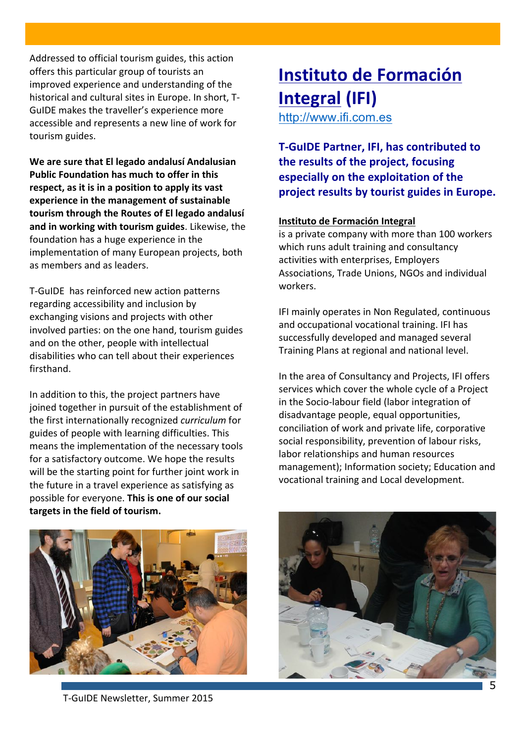Addressed to official tourism guides, this action offers this particular group of tourists an improved experience and understanding of the historical and cultural sites in Europe. In short, T-GuIDE makes the traveller's experience more accessible and represents a new line of work for tourism guides.

**We are sure that El legado andalusí Andalusian Public Foundation has much to offer in this respect, as it is in a position to apply its vast experience in the management of sustainable tourism through the Routes of El legado andalusí and in working with tourism guides**. Likewise, the foundation has a huge experience in the implementation of many European projects, both as members and as leaders.

T-GuIDE has reinforced new action patterns regarding accessibility and inclusion by exchanging visions and projects with other involved parties: on the one hand, tourism guides and on the other, people with intellectual disabilities who can tell about their experiences firsthand.

In addition to this, the project partners have joined together in pursuit of the establishment of the first internationally recognized *curriculum* for guides of people with learning difficulties. This means the implementation of the necessary tools for a satisfactory outcome. We hope the results will be the starting point for further joint work in the future in a travel experience as satisfying as possible for everyone. **This is one of our social targets in the field of tourism.**

# Instituto de Formación Integral (IFI)

http://www.ifi.com.es

**T-GuIDE Partner, IFI, has contributed to the results of the project, focusing especially on the exploitation of the project results by tourist guides in Europe.**

**Instituto de Formación Integral**
is a private company with more than 100 workers which runs adult training and consultancy activities with enterprises, Employers Associations, Trade Unions, NGOs and individual workers.

IFI mainly operates in Non Regulated, continuous and occupational vocational training. IFI has successfully developed and managed several Training Plans at regional and national level.

In the area of Consultancy and Projects, IFI offers services which cover the whole cycle of a Project in the Socio-labour field (labor integration of disadvantage people, equal opportunities, conciliation of work and private life, corporative social responsibility, prevention of labour risks, labor relationships and human resources management); Information society; Education and vocational training and Local development.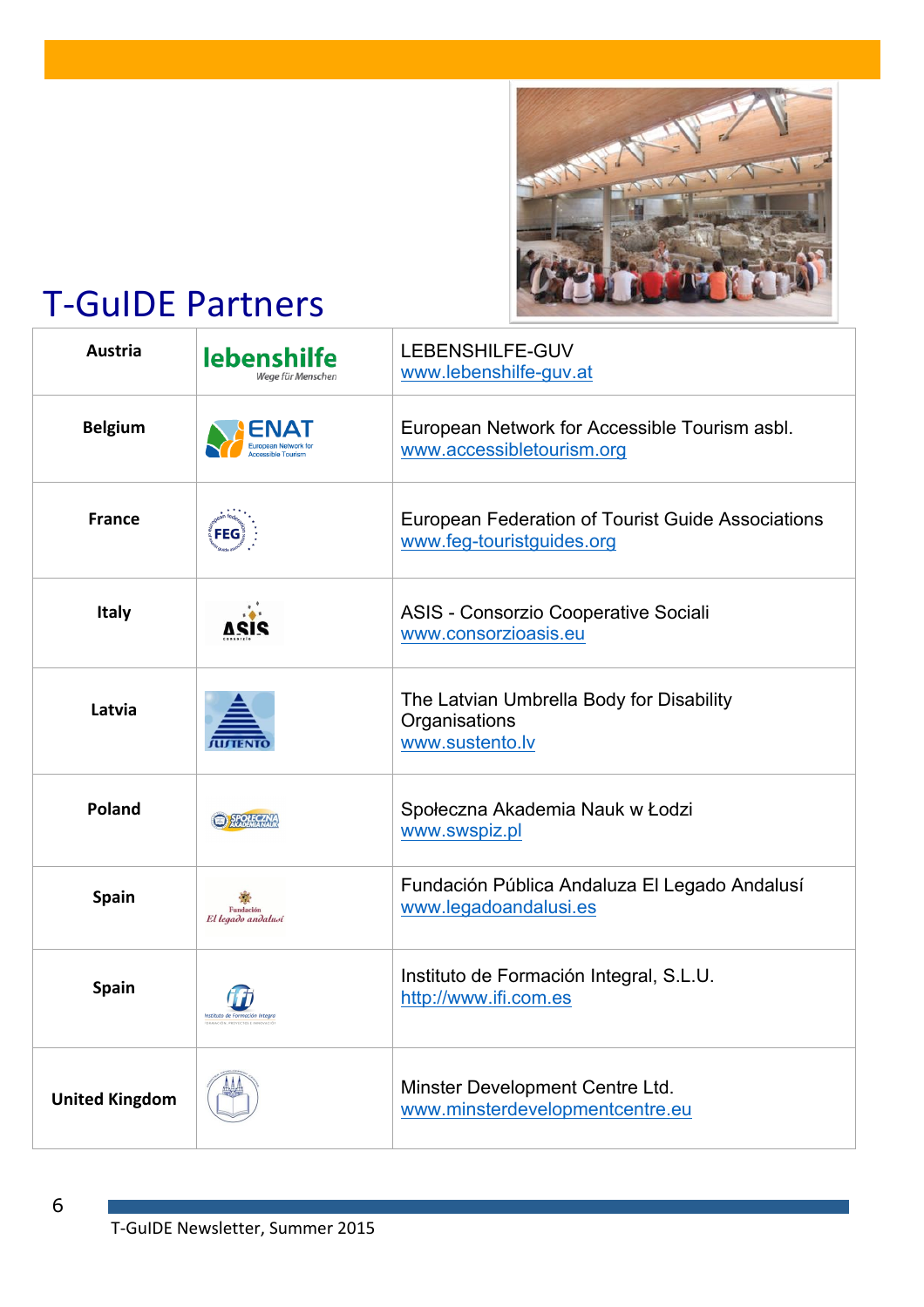# T-GuIDE Partners

| | | |
|---|---|---|
| **Austria** | lebenshilfe Wege für Menschen | LEBENSHILFE-GUV<br>www.lebenshilfe-guv.at |
| **Belgium** | ENAT European Network for Accessible Tourism | European Network for Accessible Tourism asbl.<br>www.accessibletourism.org |
| **France** | FEG | European Federation of Tourist Guide Associations<br>www.feg-touristguides.org |
| **Italy** | ASIS consorzio | ASIS - Consorzio Cooperative Sociali<br>www.consorzioasis.eu |
| **Latvia** | SUSTENTO | The Latvian Umbrella Body for Disability Organisations<br>www.sustento.lv |
| **Poland** | SPOŁECZNA AKADEMIA NAUK | Społeczna Akademia Nauk w Łodzi<br>www.swspiz.pl |
| **Spain** | Fundación El legado andalusí | Fundación Pública Andaluza El Legado Andalusí<br>www.legadoandalusi.es |
| **Spain** | ifi Instituto de Formación Integral | Instituto de Formación Integral, S.L.U.<br>http://www.ifi.com.es |
| **United Kingdom** | | Minster Development Centre Ltd.<br>www.minsterdevelopmentcentre.eu |

T-GuIDE Newsletter, Summer 2015